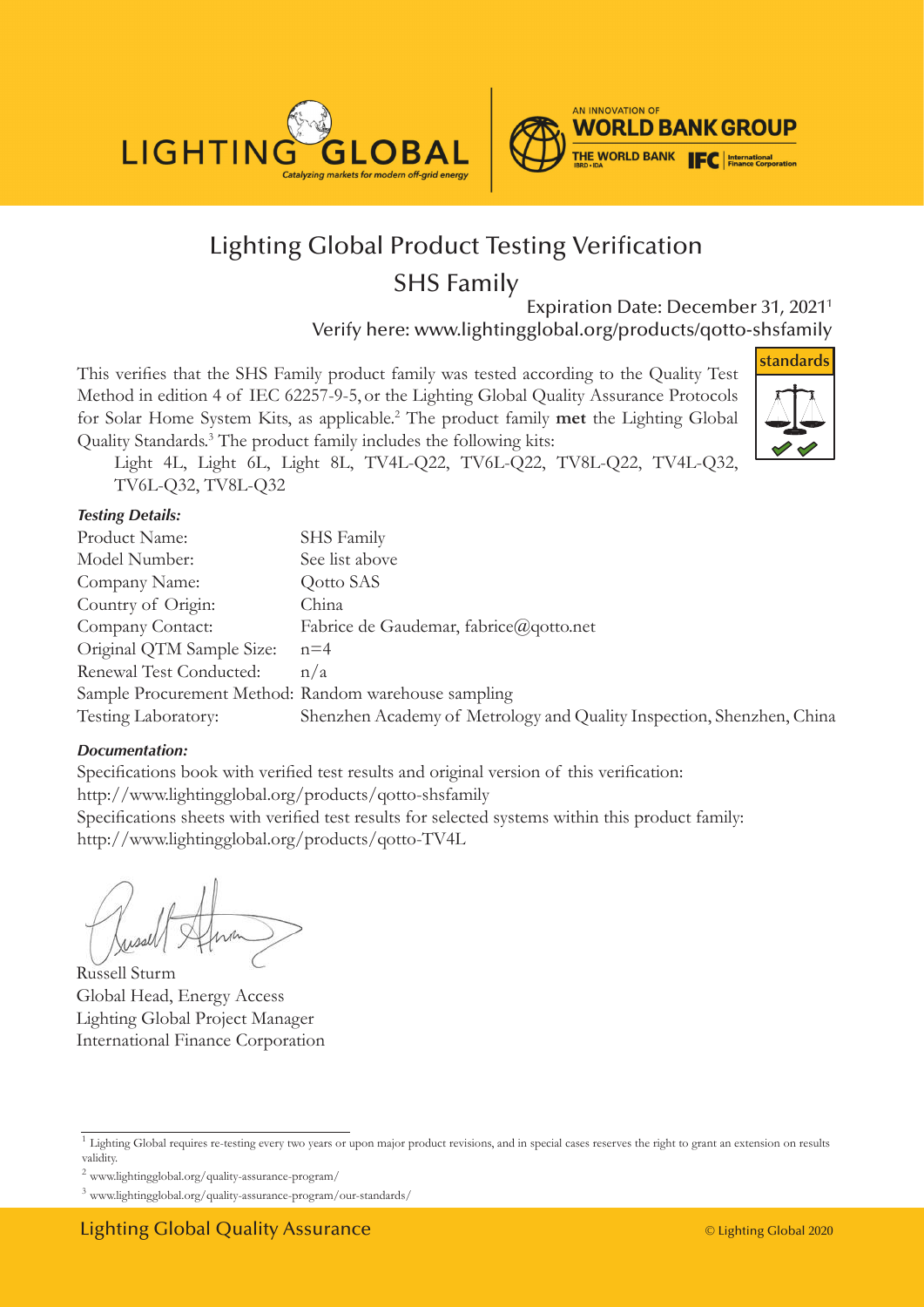# Lighting Global Product Testing Verification

## SHS Family

Expiration Date: December 31, 2021[1]

Verify here: www.lightingglobal.org/products/qotto-shsfamily

This verifies that the SHS Family product family was tested according to the Quality Test Method in edition 4 of IEC 62257-9-5, or the Lighting Global Quality Assurance Protocols for Solar Home System Kits, as applicable.[2] The product family **met** the Lighting Global Quality Standards.[3] The product family includes the following kits:

Light 4L, Light 6L, Light 8L, TV4L-Q22, TV6L-Q22, TV8L-Q22, TV4L-Q32, TV6L-Q32, TV8L-Q32

***Testing Details:***

Product Name: SHS Family
Model Number: See list above
Company Name: Qotto SAS
Country of Origin: China
Company Contact: Fabrice de Gaudemar, fabrice@qotto.net
Original QTM Sample Size: n=4
Renewal Test Conducted: n/a
Sample Procurement Method: Random warehouse sampling
Testing Laboratory: Shenzhen Academy of Metrology and Quality Inspection, Shenzhen, China

***Documentation:***

Specifications book with verified test results and original version of this verification:
http://www.lightingglobal.org/products/qotto-shsfamily
Specifications sheets with verified test results for selected systems within this product family:
http://www.lightingglobal.org/products/qotto-TV4L

Russell Sturm
Global Head, Energy Access
Lighting Global Project Manager
International Finance Corporation

[1] Lighting Global requires re-testing every two years or upon major product revisions, and in special cases reserves the right to grant an extension on results validity.

[2] www.lightingglobal.org/quality-assurance-program/

[3] www.lightingglobal.org/quality-assurance-program/our-standards/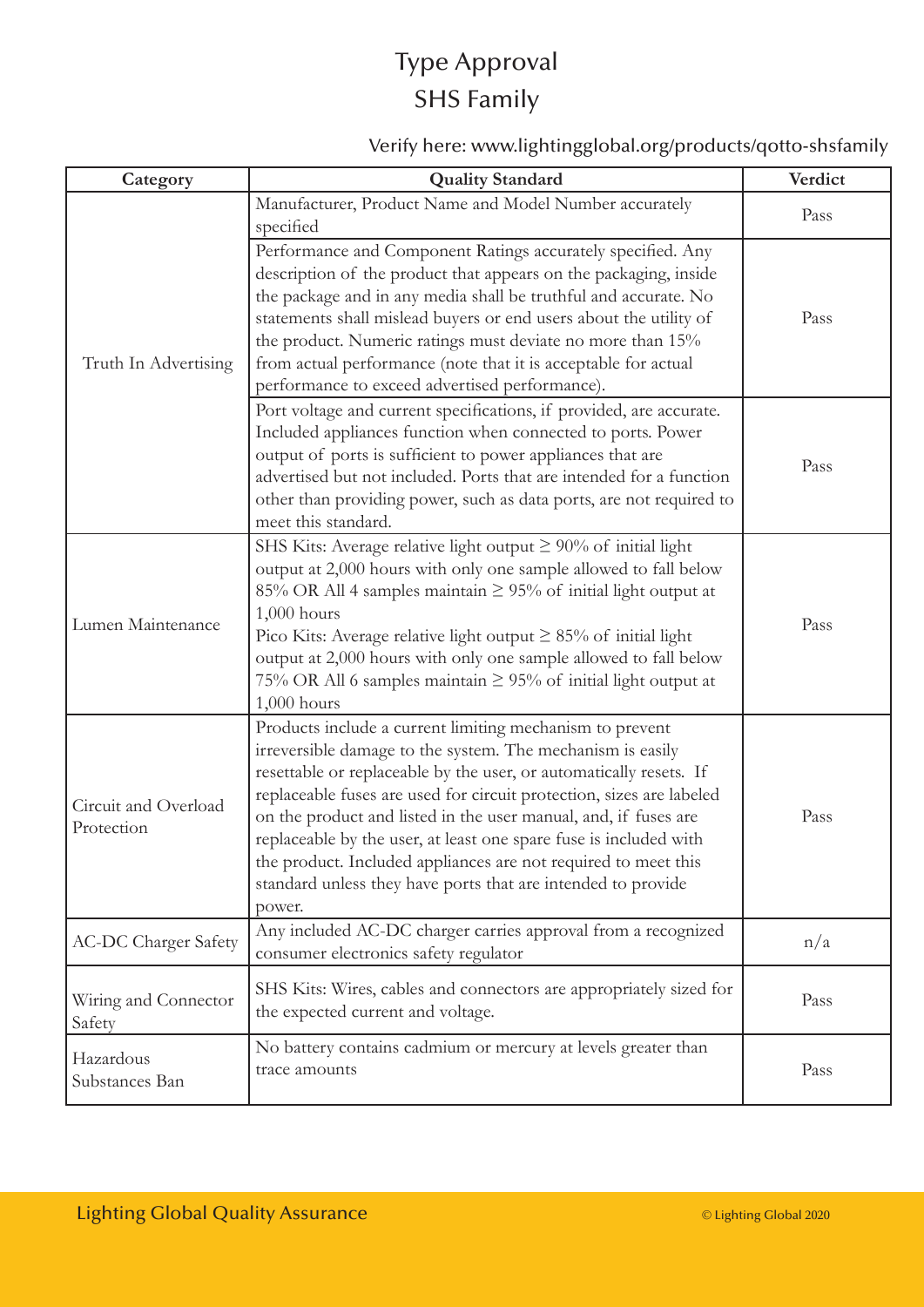# Type Approval
## SHS Family

Verify here: www.lightingglobal.org/products/qotto-shsfamily

| Category | Quality Standard | Verdict |
|---|---|---|
| Truth In Advertising | Manufacturer, Product Name and Model Number accurately specified | Pass |
| | Performance and Component Ratings accurately specified. Any description of the product that appears on the packaging, inside the package and in any media shall be truthful and accurate. No statements shall mislead buyers or end users about the utility of the product. Numeric ratings must deviate no more than 15% from actual performance (note that it is acceptable for actual performance to exceed advertised performance). | Pass |
| | Port voltage and current specifications, if provided, are accurate. Included appliances function when connected to ports. Power output of ports is sufficient to power appliances that are advertised but not included. Ports that are intended for a function other than providing power, such as data ports, are not required to meet this standard. | Pass |
| Lumen Maintenance | SHS Kits: Average relative light output ≥ 90% of initial light output at 2,000 hours with only one sample allowed to fall below 85% OR All 4 samples maintain ≥ 95% of initial light output at 1,000 hours<br>Pico Kits: Average relative light output ≥ 85% of initial light output at 2,000 hours with only one sample allowed to fall below 75% OR All 6 samples maintain ≥ 95% of initial light output at 1,000 hours | Pass |
| Circuit and Overload Protection | Products include a current limiting mechanism to prevent irreversible damage to the system. The mechanism is easily resettable or replaceable by the user, or automatically resets. If replaceable fuses are used for circuit protection, sizes are labeled on the product and listed in the user manual, and, if fuses are replaceable by the user, at least one spare fuse is included with the product. Included appliances are not required to meet this standard unless they have ports that are intended to provide power. | Pass |
| AC-DC Charger Safety | Any included AC-DC charger carries approval from a recognized consumer electronics safety regulator | n/a |
| Wiring and Connector Safety | SHS Kits: Wires, cables and connectors are appropriately sized for the expected current and voltage. | Pass |
| Hazardous Substances Ban | No battery contains cadmium or mercury at levels greater than trace amounts | Pass |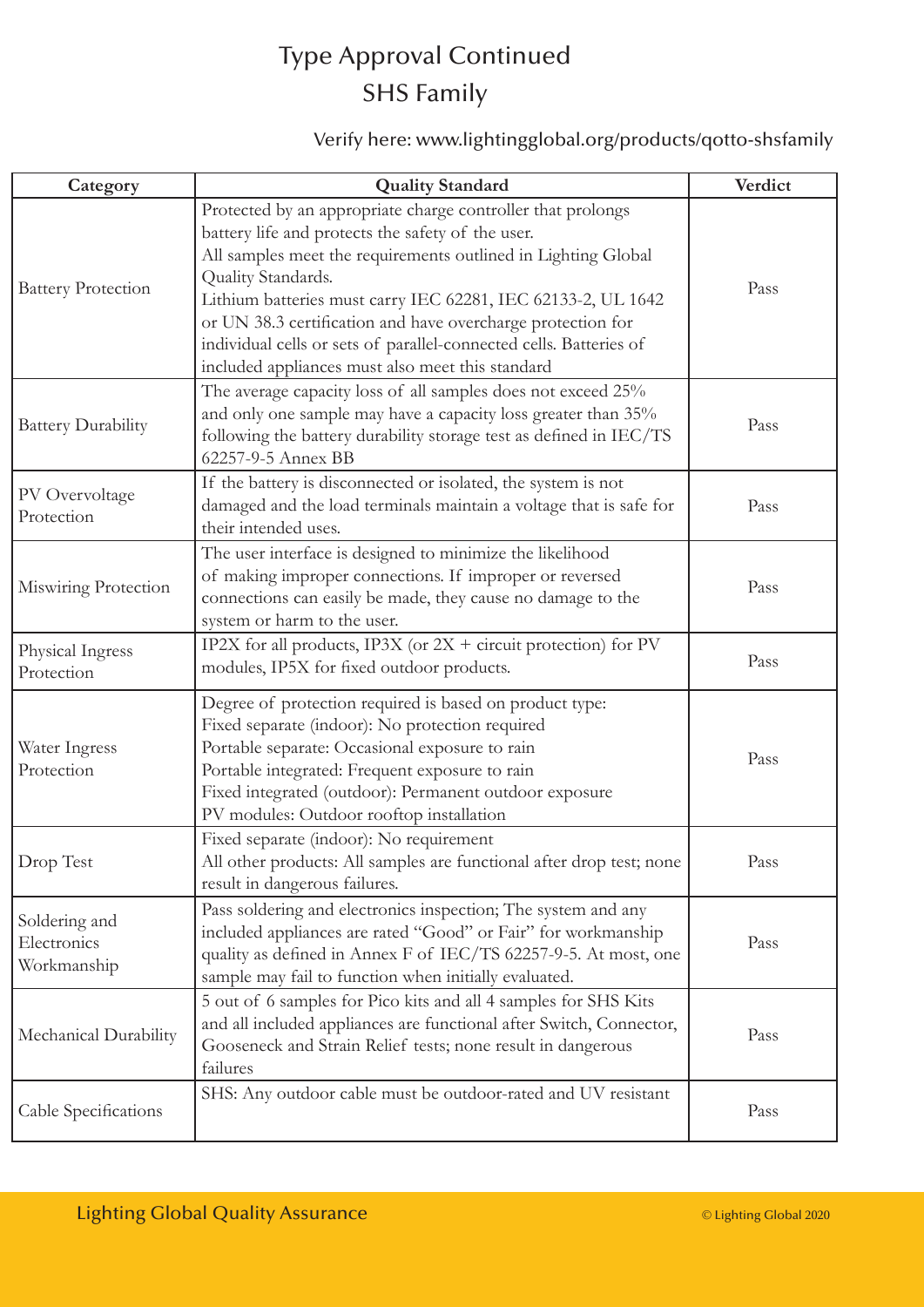# Type Approval Continued
## SHS Family

Verify here: www.lightingglobal.org/products/qotto-shsfamily

| Category | Quality Standard | Verdict |
|---|---|---|
| Battery Protection | Protected by an appropriate charge controller that prolongs battery life and protects the safety of the user. All samples meet the requirements outlined in Lighting Global Quality Standards. Lithium batteries must carry IEC 62281, IEC 62133-2, UL 1642 or UN 38.3 certification and have overcharge protection for individual cells or sets of parallel-connected cells. Batteries of included appliances must also meet this standard | Pass |
| Battery Durability | The average capacity loss of all samples does not exceed 25% and only one sample may have a capacity loss greater than 35% following the battery durability storage test as defined in IEC/TS 62257-9-5 Annex BB | Pass |
| PV Overvoltage Protection | If the battery is disconnected or isolated, the system is not damaged and the load terminals maintain a voltage that is safe for their intended uses. | Pass |
| Miswiring Protection | The user interface is designed to minimize the likelihood of making improper connections. If improper or reversed connections can easily be made, they cause no damage to the system or harm to the user. | Pass |
| Physical Ingress Protection | IP2X for all products, IP3X (or 2X + circuit protection) for PV modules, IP5X for fixed outdoor products. | Pass |
| Water Ingress Protection | Degree of protection required is based on product type: Fixed separate (indoor): No protection required Portable separate: Occasional exposure to rain Portable integrated: Frequent exposure to rain Fixed integrated (outdoor): Permanent outdoor exposure PV modules: Outdoor rooftop installation | Pass |
| Drop Test | Fixed separate (indoor): No requirement All other products: All samples are functional after drop test; none result in dangerous failures. | Pass |
| Soldering and Electronics Workmanship | Pass soldering and electronics inspection; The system and any included appliances are rated "Good" or Fair" for workmanship quality as defined in Annex F of IEC/TS 62257-9-5. At most, one sample may fail to function when initially evaluated. | Pass |
| Mechanical Durability | 5 out of 6 samples for Pico kits and all 4 samples for SHS Kits and all included appliances are functional after Switch, Connector, Gooseneck and Strain Relief tests; none result in dangerous failures | Pass |
| Cable Specifications | SHS: Any outdoor cable must be outdoor-rated and UV resistant | Pass |

Lighting Global Quality Assurance

© Lighting Global 2020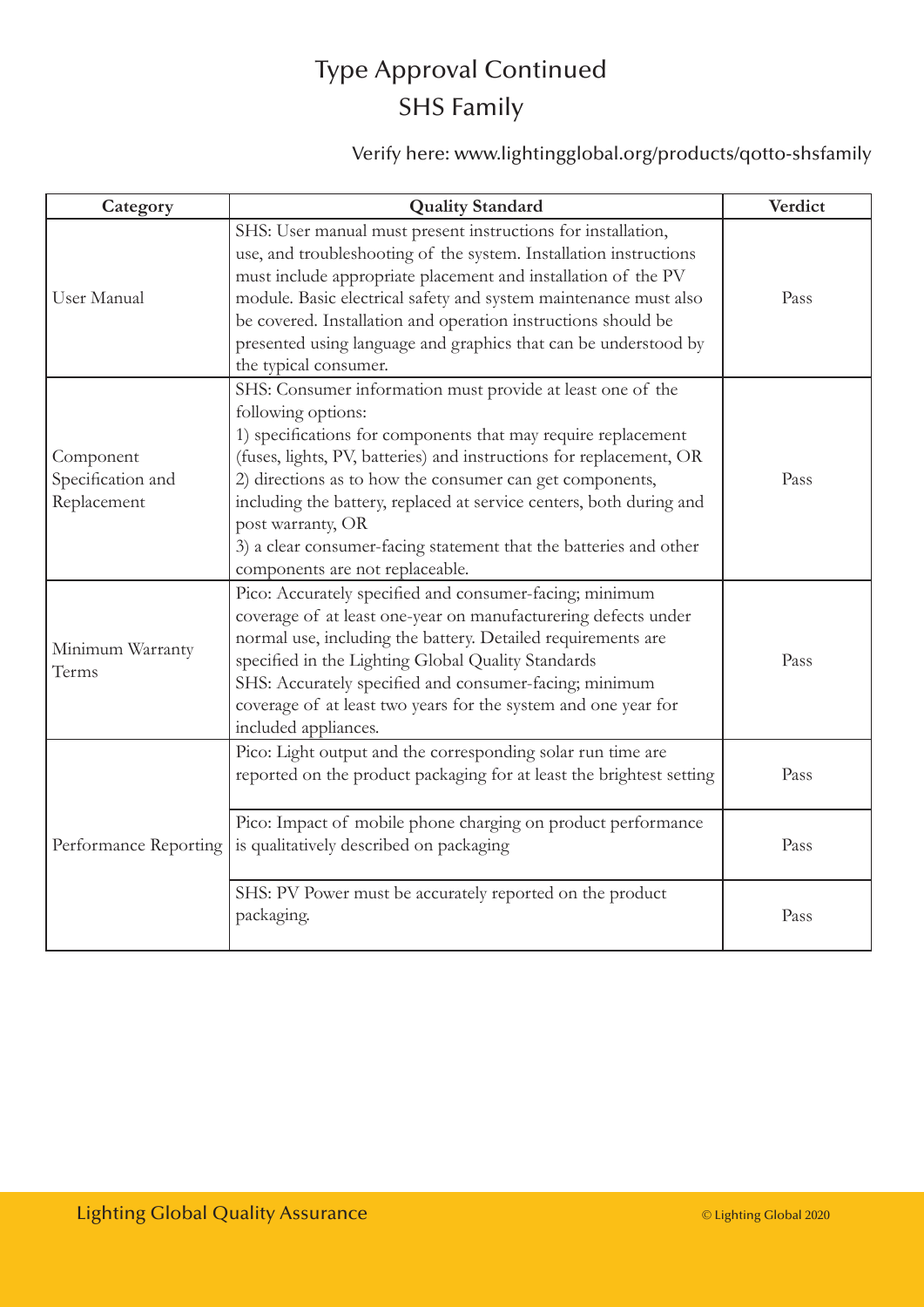# Type Approval Continued
## SHS Family

Verify here: www.lightingglobal.org/products/qotto-shsfamily

| Category | Quality Standard | Verdict |
|---|---|---|
| User Manual | SHS: User manual must present instructions for installation, use, and troubleshooting of the system. Installation instructions must include appropriate placement and installation of the PV module. Basic electrical safety and system maintenance must also be covered. Installation and operation instructions should be presented using language and graphics that can be understood by the typical consumer. | Pass |
| Component Specification and Replacement | SHS: Consumer information must provide at least one of the following options:<br>1) specifications for components that may require replacement (fuses, lights, PV, batteries) and instructions for replacement, OR<br>2) directions as to how the consumer can get components, including the battery, replaced at service centers, both during and post warranty, OR<br>3) a clear consumer-facing statement that the batteries and other components are not replaceable. | Pass |
| Minimum Warranty Terms | Pico: Accurately specified and consumer-facing; minimum coverage of at least one-year on manufacturering defects under normal use, including the battery. Detailed requirements are specified in the Lighting Global Quality Standards<br>SHS: Accurately specified and consumer-facing; minimum coverage of at least two years for the system and one year for included appliances. | Pass |
| Performance Reporting | Pico: Light output and the corresponding solar run time are reported on the product packaging for at least the brightest setting | Pass |
| | Pico: Impact of mobile phone charging on product performance is qualitatively described on packaging | Pass |
| | SHS: PV Power must be accurately reported on the product packaging. | Pass |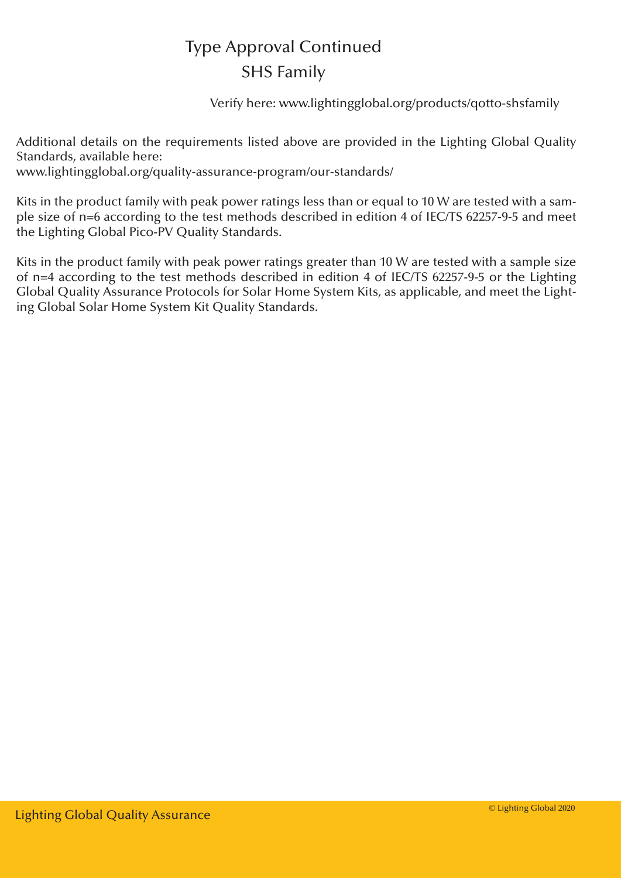# Type Approval Continued

## SHS Family

Verify here: www.lightingglobal.org/products/qotto-shsfamily

Additional details on the requirements listed above are provided in the Lighting Global Quality Standards, available here:
www.lightingglobal.org/quality-assurance-program/our-standards/

Kits in the product family with peak power ratings less than or equal to 10 W are tested with a sample size of n=6 according to the test methods described in edition 4 of IEC/TS 62257-9-5 and meet the Lighting Global Pico-PV Quality Standards.

Kits in the product family with peak power ratings greater than 10 W are tested with a sample size of n=4 according to the test methods described in edition 4 of IEC/TS 62257-9-5 or the Lighting Global Quality Assurance Protocols for Solar Home System Kits, as applicable, and meet the Lighting Global Solar Home System Kit Quality Standards.